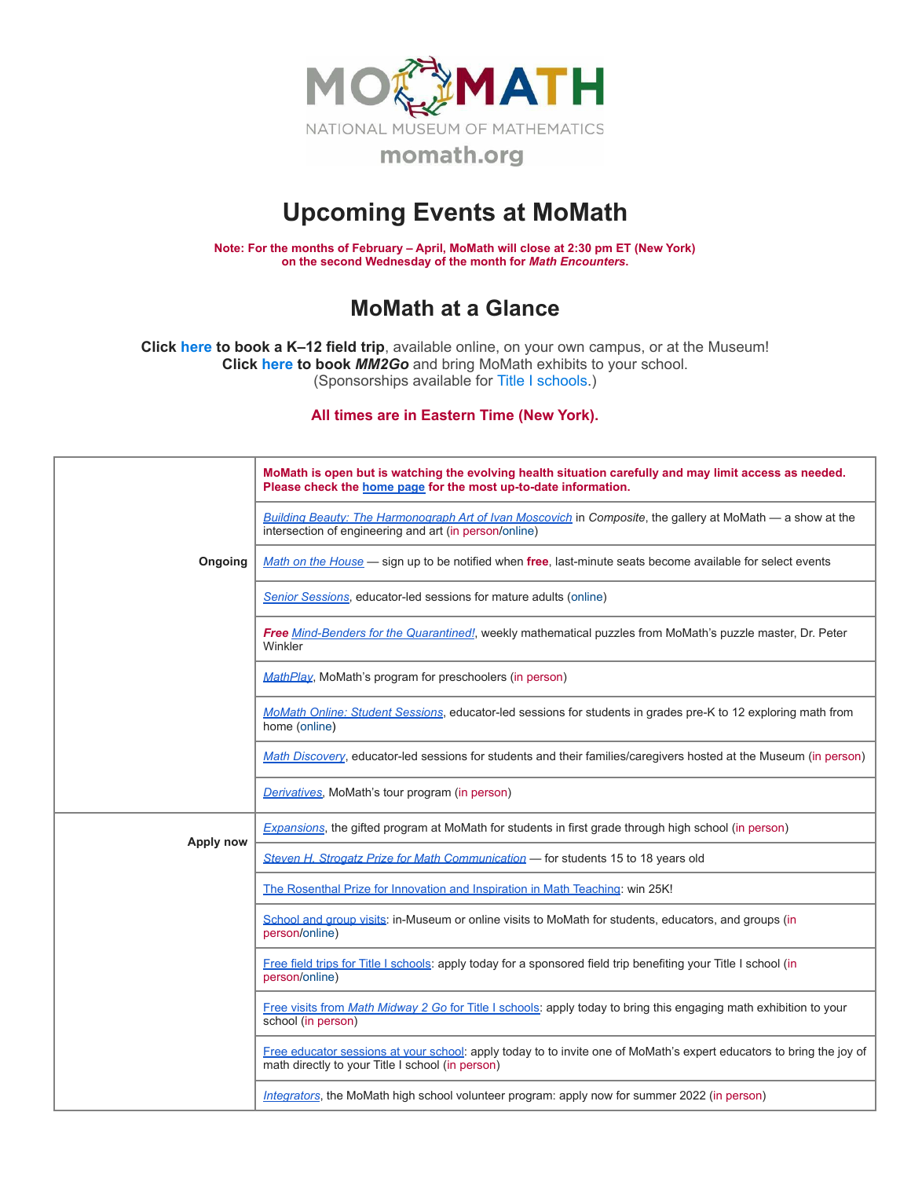MOMATH
NATIONAL MUSEUM OF MATHEMATICS
momath.org

# Upcoming Events at MoMath

**Note: For the months of February – April, MoMath will close at 2:30 pm ET (New York) on the second Wednesday of the month for *Math Encounters*.**

## MoMath at a Glance

**Click here to book a K–12 field trip**, available online, on your own campus, or at the Museum!
**Click here to book *MM2Go*** and bring MoMath exhibits to your school.
(Sponsorships available for Title I schools.)

**All times are in Eastern Time (New York).**

| | |
|---|---|
| **Ongoing** | **MoMath is open but is watching the evolving health situation carefully and may limit access as needed. Please check the home page for the most up-to-date information.** |
| | *Building Beauty: The Harmonograph Art of Ivan Moscovich* in *Composite*, the gallery at MoMath — a show at the intersection of engineering and art (in person/online) |
| | *Math on the House* — sign up to be notified when **free**, last-minute seats become available for select events |
| | *Senior Sessions*, educator-led sessions for mature adults (online) |
| | ***Free*** *Mind-Benders for the Quarantined!*, weekly mathematical puzzles from MoMath's puzzle master, Dr. Peter Winkler |
| | *MathPlay*, MoMath's program for preschoolers (in person) |
| | *MoMath Online: Student Sessions*, educator-led sessions for students in grades pre-K to 12 exploring math from home (online) |
| | *Math Discovery*, educator-led sessions for students and their families/caregivers hosted at the Museum (in person) |
| | *Derivatives*, MoMath's tour program (in person) |
| **Apply now** | *Expansions*, the gifted program at MoMath for students in first grade through high school (in person) |
| | *Steven H. Strogatz Prize for Math Communication* — for students 15 to 18 years old |
| | The Rosenthal Prize for Innovation and Inspiration in Math Teaching: win 25K! |
| | School and group visits: in-Museum or online visits to MoMath for students, educators, and groups (in person/online) |
| | Free field trips for Title I schools: apply today for a sponsored field trip benefiting your Title I school (in person/online) |
| | Free visits from *Math Midway 2 Go* for Title I schools: apply today to bring this engaging math exhibition to your school (in person) |
| | Free educator sessions at your school: apply today to to invite one of MoMath's expert educators to bring the joy of math directly to your Title I school (in person) |
| | *Integrators*, the MoMath high school volunteer program: apply now for summer 2022 (in person) |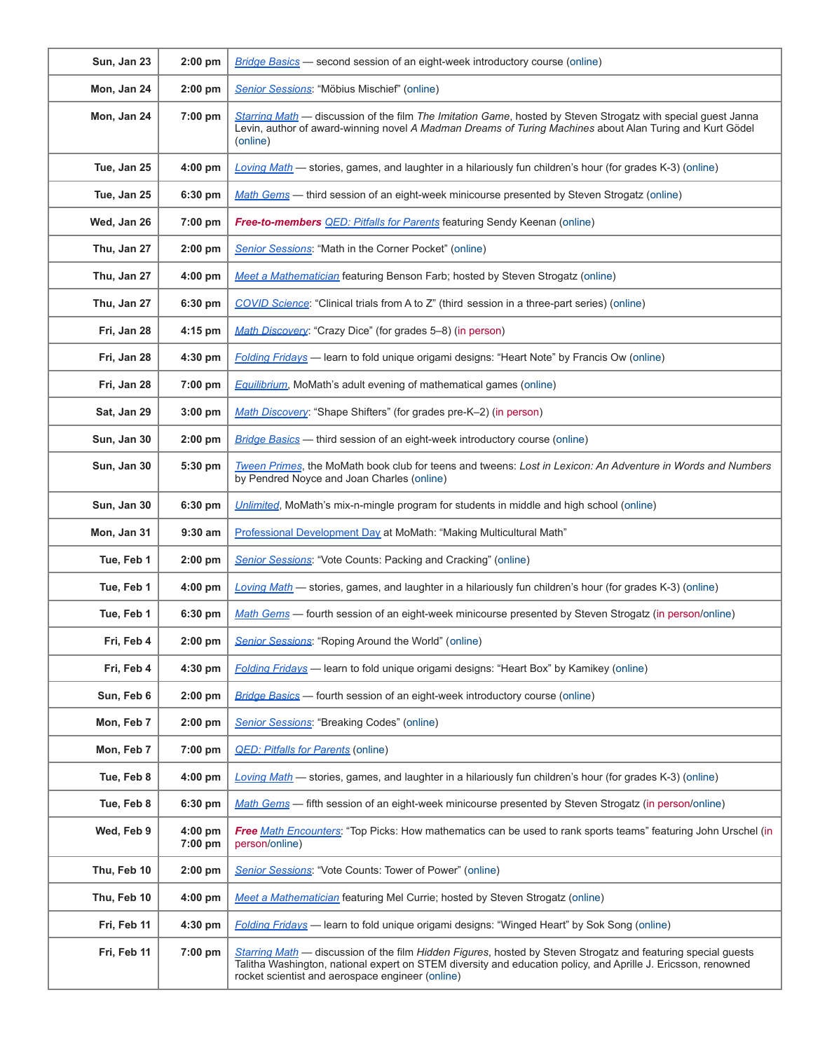| | | |
|---|---|---|
| **Sun, Jan 23** | **2:00 pm** | *Bridge Basics* — second session of an eight-week introductory course (online) |
| **Mon, Jan 24** | **2:00 pm** | *Senior Sessions*: "Möbius Mischief" (online) |
| **Mon, Jan 24** | **7:00 pm** | *Starring Math* — discussion of the film *The Imitation Game*, hosted by Steven Strogatz with special guest Janna Levin, author of award-winning novel *A Madman Dreams of Turing Machines* about Alan Turing and Kurt Gödel (online) |
| **Tue, Jan 25** | **4:00 pm** | *Loving Math* — stories, games, and laughter in a hilariously fun children's hour (for grades K-3) (online) |
| **Tue, Jan 25** | **6:30 pm** | *Math Gems* — third session of an eight-week minicourse presented by Steven Strogatz (online) |
| **Wed, Jan 26** | **7:00 pm** | ***Free-to-members*** *QED: Pitfalls for Parents* featuring Sendy Keenan (online) |
| **Thu, Jan 27** | **2:00 pm** | *Senior Sessions*: "Math in the Corner Pocket" (online) |
| **Thu, Jan 27** | **4:00 pm** | *Meet a Mathematician* featuring Benson Farb; hosted by Steven Strogatz (online) |
| **Thu, Jan 27** | **6:30 pm** | *COVID Science*: "Clinical trials from A to Z" (third session in a three-part series) (online) |
| **Fri, Jan 28** | **4:15 pm** | *Math Discovery*: "Crazy Dice" (for grades 5–8) (in person) |
| **Fri, Jan 28** | **4:30 pm** | *Folding Fridays* — learn to fold unique origami designs: "Heart Note" by Francis Ow (online) |
| **Fri, Jan 28** | **7:00 pm** | *Equilibrium*, MoMath's adult evening of mathematical games (online) |
| **Sat, Jan 29** | **3:00 pm** | *Math Discovery*: "Shape Shifters" (for grades pre-K–2) (in person) |
| **Sun, Jan 30** | **2:00 pm** | *Bridge Basics* — third session of an eight-week introductory course (online) |
| **Sun, Jan 30** | **5:30 pm** | *Tween Primes*, the MoMath book club for teens and tweens: *Lost in Lexicon: An Adventure in Words and Numbers* by Pendred Noyce and Joan Charles (online) |
| **Sun, Jan 30** | **6:30 pm** | *Unlimited*, MoMath's mix-n-mingle program for students in middle and high school (online) |
| **Mon, Jan 31** | **9:30 am** | Professional Development Day at MoMath: "Making Multicultural Math" |
| **Tue, Feb 1** | **2:00 pm** | *Senior Sessions*: "Vote Counts: Packing and Cracking" (online) |
| **Tue, Feb 1** | **4:00 pm** | *Loving Math* — stories, games, and laughter in a hilariously fun children's hour (for grades K-3) (online) |
| **Tue, Feb 1** | **6:30 pm** | *Math Gems* — fourth session of an eight-week minicourse presented by Steven Strogatz (in person/online) |
| **Fri, Feb 4** | **2:00 pm** | *Senior Sessions*: "Roping Around the World" (online) |
| **Fri, Feb 4** | **4:30 pm** | *Folding Fridays* — learn to fold unique origami designs: "Heart Box" by Kamikey (online) |
| **Sun, Feb 6** | **2:00 pm** | *Bridge Basics* — fourth session of an eight-week introductory course (online) |
| **Mon, Feb 7** | **2:00 pm** | *Senior Sessions*: "Breaking Codes" (online) |
| **Mon, Feb 7** | **7:00 pm** | *QED: Pitfalls for Parents* (online) |
| **Tue, Feb 8** | **4:00 pm** | *Loving Math* — stories, games, and laughter in a hilariously fun children's hour (for grades K-3) (online) |
| **Tue, Feb 8** | **6:30 pm** | *Math Gems* — fifth session of an eight-week minicourse presented by Steven Strogatz (in person/online) |
| **Wed, Feb 9** | **4:00 pm** **7:00 pm** | ***Free*** *Math Encounters*: "Top Picks: How mathematics can be used to rank sports teams" featuring John Urschel (in person/online) |
| **Thu, Feb 10** | **2:00 pm** | *Senior Sessions*: "Vote Counts: Tower of Power" (online) |
| **Thu, Feb 10** | **4:00 pm** | *Meet a Mathematician* featuring Mel Currie; hosted by Steven Strogatz (online) |
| **Fri, Feb 11** | **4:30 pm** | *Folding Fridays* — learn to fold unique origami designs: "Winged Heart" by Sok Song (online) |
| **Fri, Feb 11** | **7:00 pm** | *Starring Math* — discussion of the film *Hidden Figures*, hosted by Steven Strogatz and featuring special guests Talitha Washington, national expert on STEM diversity and education policy, and Aprille J. Ericsson, renowned rocket scientist and aerospace engineer (online) |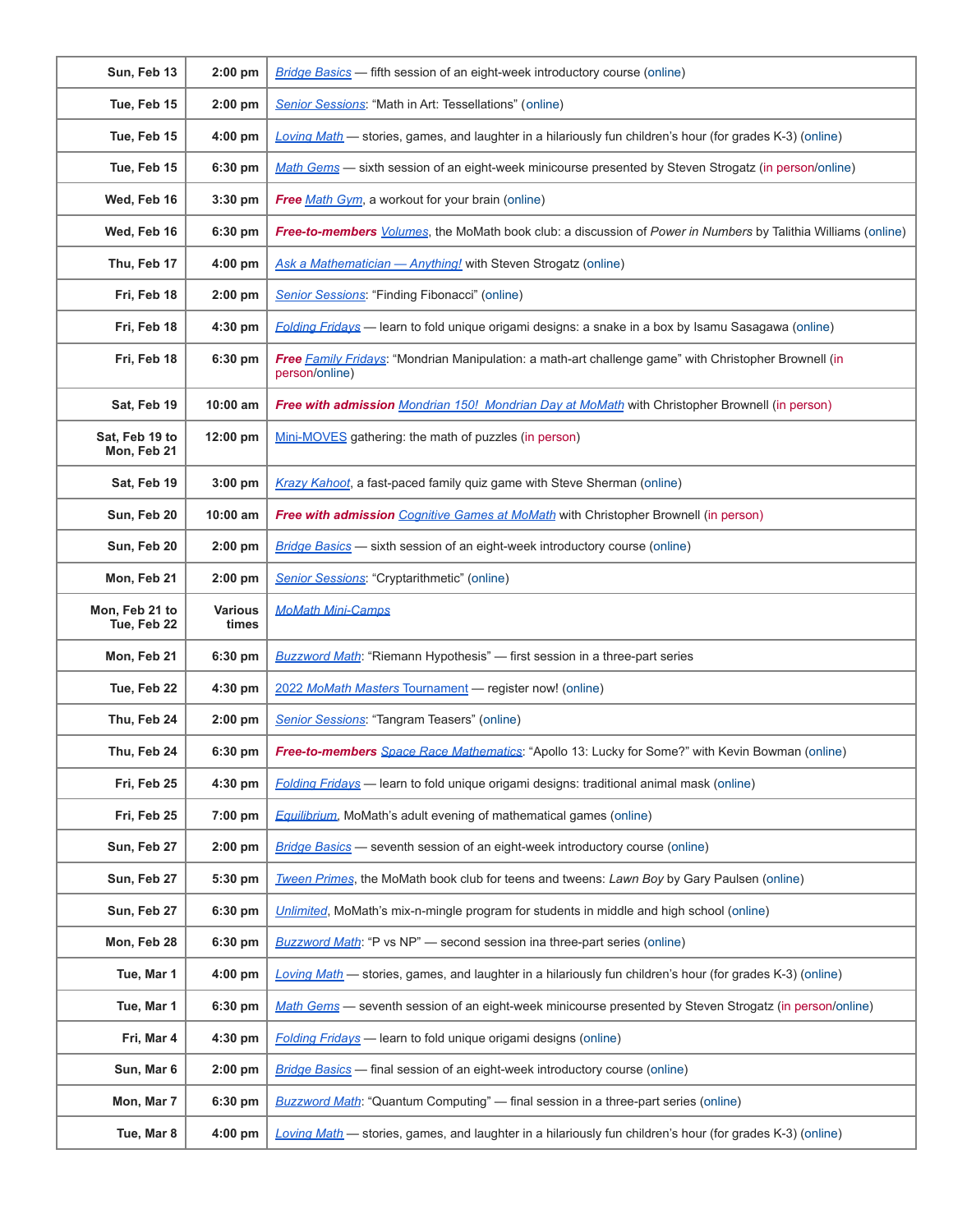| | | |
|---|---|---|
| Sun, Feb 13 | 2:00 pm | *Bridge Basics* — fifth session of an eight-week introductory course (online) |
| Tue, Feb 15 | 2:00 pm | *Senior Sessions*: “Math in Art: Tessellations” (online) |
| Tue, Feb 15 | 4:00 pm | *Loving Math* — stories, games, and laughter in a hilariously fun children’s hour (for grades K-3) (online) |
| Tue, Feb 15 | 6:30 pm | *Math Gems* — sixth session of an eight-week minicourse presented by Steven Strogatz (in person/online) |
| Wed, Feb 16 | 3:30 pm | ***Free*** *Math Gym*, a workout for your brain (online) |
| Wed, Feb 16 | 6:30 pm | ***Free-to-members*** *Volumes*, the MoMath book club: a discussion of *Power in Numbers* by Talithia Williams (online) |
| Thu, Feb 17 | 4:00 pm | *Ask a Mathematician — Anything!* with Steven Strogatz (online) |
| Fri, Feb 18 | 2:00 pm | *Senior Sessions*: “Finding Fibonacci” (online) |
| Fri, Feb 18 | 4:30 pm | *Folding Fridays* — learn to fold unique origami designs: a snake in a box by Isamu Sasagawa (online) |
| Fri, Feb 18 | 6:30 pm | ***Free*** *Family Fridays*: “Mondrian Manipulation: a math-art challenge game” with Christopher Brownell (in person/online) |
| Sat, Feb 19 | 10:00 am | ***Free with admission*** *Mondrian 150! Mondrian Day at MoMath* with Christopher Brownell (in person) |
| Sat, Feb 19 to Mon, Feb 21 | 12:00 pm | Mini-MOVES gathering: the math of puzzles (in person) |
| Sat, Feb 19 | 3:00 pm | *Krazy Kahoot*, a fast-paced family quiz game with Steve Sherman (online) |
| Sun, Feb 20 | 10:00 am | ***Free with admission*** *Cognitive Games at MoMath* with Christopher Brownell (in person) |
| Sun, Feb 20 | 2:00 pm | *Bridge Basics* — sixth session of an eight-week introductory course (online) |
| Mon, Feb 21 | 2:00 pm | *Senior Sessions*: “Cryptarithmetic” (online) |
| Mon, Feb 21 to Tue, Feb 22 | Various times | *MoMath Mini-Camps* |
| Mon, Feb 21 | 6:30 pm | *Buzzword Math*: “Riemann Hypothesis” — first session in a three-part series |
| Tue, Feb 22 | 4:30 pm | 2022 MoMath Masters Tournament — register now! (online) |
| Thu, Feb 24 | 2:00 pm | *Senior Sessions*: “Tangram Teasers” (online) |
| Thu, Feb 24 | 6:30 pm | ***Free-to-members*** *Space Race Mathematics*: “Apollo 13: Lucky for Some?” with Kevin Bowman (online) |
| Fri, Feb 25 | 4:30 pm | *Folding Fridays* — learn to fold unique origami designs: traditional animal mask (online) |
| Fri, Feb 25 | 7:00 pm | *Equilibrium*, MoMath’s adult evening of mathematical games (online) |
| Sun, Feb 27 | 2:00 pm | *Bridge Basics* — seventh session of an eight-week introductory course (online) |
| Sun, Feb 27 | 5:30 pm | *Tween Primes*, the MoMath book club for teens and tweens: *Lawn Boy* by Gary Paulsen (online) |
| Sun, Feb 27 | 6:30 pm | *Unlimited*, MoMath’s mix-n-mingle program for students in middle and high school (online) |
| Mon, Feb 28 | 6:30 pm | *Buzzword Math*: “P vs NP” — second session ina three-part series (online) |
| Tue, Mar 1 | 4:00 pm | *Loving Math* — stories, games, and laughter in a hilariously fun children’s hour (for grades K-3) (online) |
| Tue, Mar 1 | 6:30 pm | *Math Gems* — seventh session of an eight-week minicourse presented by Steven Strogatz (in person/online) |
| Fri, Mar 4 | 4:30 pm | *Folding Fridays* — learn to fold unique origami designs (online) |
| Sun, Mar 6 | 2:00 pm | *Bridge Basics* — final session of an eight-week introductory course (online) |
| Mon, Mar 7 | 6:30 pm | *Buzzword Math*: “Quantum Computing” — final session in a three-part series (online) |
| Tue, Mar 8 | 4:00 pm | *Loving Math* — stories, games, and laughter in a hilariously fun children’s hour (for grades K-3) (online) |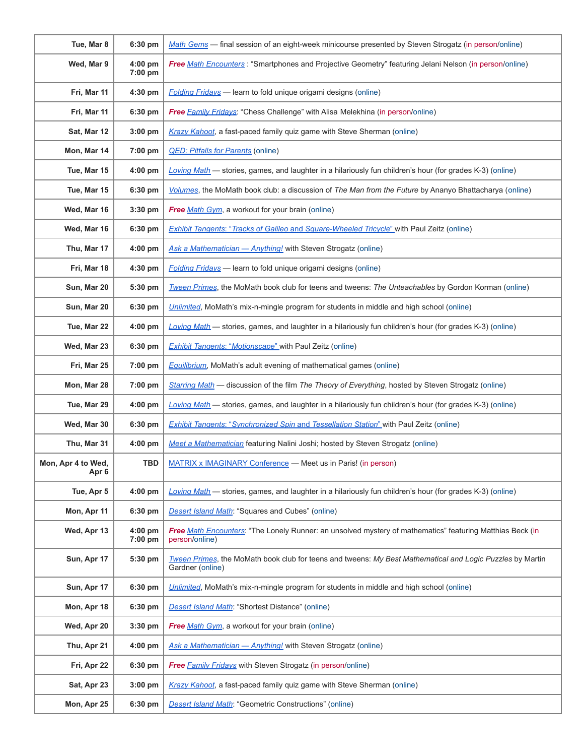| Date | Time | Event |
|---|---|---|
| **Tue, Mar 8** | **6:30 pm** | *Math Gems* — final session of an eight-week minicourse presented by Steven Strogatz (in person/online) |
| **Wed, Mar 9** | **4:00 pm 7:00 pm** | ***Free*** *Math Encounters* : "Smartphones and Projective Geometry" featuring Jelani Nelson (in person/online) |
| **Fri, Mar 11** | **4:30 pm** | *Folding Fridays* — learn to fold unique origami designs (online) |
| **Fri, Mar 11** | **6:30 pm** | ***Free*** *Family Fridays*: "Chess Challenge" with Alisa Melekhina (in person/online) |
| **Sat, Mar 12** | **3:00 pm** | *Krazy Kahoot*, a fast-paced family quiz game with Steve Sherman (online) |
| **Mon, Mar 14** | **7:00 pm** | *QED: Pitfalls for Parents* (online) |
| **Tue, Mar 15** | **4:00 pm** | *Loving Math* — stories, games, and laughter in a hilariously fun children's hour (for grades K-3) (online) |
| **Tue, Mar 15** | **6:30 pm** | *Volumes*, the MoMath book club: a discussion of *The Man from the Future* by Ananyo Bhattacharya (online) |
| **Wed, Mar 16** | **3:30 pm** | ***Free*** *Math Gym*, a workout for your brain (online) |
| **Wed, Mar 16** | **6:30 pm** | *Exhibit Tangents: "Tracks of Galileo and Square-Wheeled Tricycle"* with Paul Zeitz (online) |
| **Thu, Mar 17** | **4:00 pm** | *Ask a Mathematician — Anything!* with Steven Strogatz (online) |
| **Fri, Mar 18** | **4:30 pm** | *Folding Fridays* — learn to fold unique origami designs (online) |
| **Sun, Mar 20** | **5:30 pm** | *Tween Primes*, the MoMath book club for teens and tweens: *The Unteachables* by Gordon Korman (online) |
| **Sun, Mar 20** | **6:30 pm** | *Unlimited*, MoMath's mix-n-mingle program for students in middle and high school (online) |
| **Tue, Mar 22** | **4:00 pm** | *Loving Math* — stories, games, and laughter in a hilariously fun children's hour (for grades K-3) (online) |
| **Wed, Mar 23** | **6:30 pm** | *Exhibit Tangents: "Motionscape"* with Paul Zeitz (online) |
| **Fri, Mar 25** | **7:00 pm** | *Equilibrium*, MoMath's adult evening of mathematical games (online) |
| **Mon, Mar 28** | **7:00 pm** | *Starring Math* — discussion of the film *The Theory of Everything*, hosted by Steven Strogatz (online) |
| **Tue, Mar 29** | **4:00 pm** | *Loving Math* — stories, games, and laughter in a hilariously fun children's hour (for grades K-3) (online) |
| **Wed, Mar 30** | **6:30 pm** | *Exhibit Tangents: "Synchronized Spin and Tessellation Station"* with Paul Zeitz (online) |
| **Thu, Mar 31** | **4:00 pm** | *Meet a Mathematician* featuring Nalini Joshi; hosted by Steven Strogatz (online) |
| **Mon, Apr 4 to Wed, Apr 6** | **TBD** | MATRIX x IMAGINARY Conference — Meet us in Paris! (in person) |
| **Tue, Apr 5** | **4:00 pm** | *Loving Math* — stories, games, and laughter in a hilariously fun children's hour (for grades K-3) (online) |
| **Mon, Apr 11** | **6:30 pm** | *Desert Island Math*: "Squares and Cubes" (online) |
| **Wed, Apr 13** | **4:00 pm 7:00 pm** | ***Free*** *Math Encounters*: "The Lonely Runner: an unsolved mystery of mathematics" featuring Matthias Beck (in person/online) |
| **Sun, Apr 17** | **5:30 pm** | *Tween Primes*, the MoMath book club for teens and tweens: *My Best Mathematical and Logic Puzzles* by Martin Gardner (online) |
| **Sun, Apr 17** | **6:30 pm** | *Unlimited*, MoMath's mix-n-mingle program for students in middle and high school (online) |
| **Mon, Apr 18** | **6:30 pm** | *Desert Island Math*: "Shortest Distance" (online) |
| **Wed, Apr 20** | **3:30 pm** | ***Free*** *Math Gym*, a workout for your brain (online) |
| **Thu, Apr 21** | **4:00 pm** | *Ask a Mathematician — Anything!* with Steven Strogatz (online) |
| **Fri, Apr 22** | **6:30 pm** | ***Free*** *Family Fridays* with Steven Strogatz (in person/online) |
| **Sat, Apr 23** | **3:00 pm** | *Krazy Kahoot*, a fast-paced family quiz game with Steve Sherman (online) |
| **Mon, Apr 25** | **6:30 pm** | *Desert Island Math*: "Geometric Constructions" (online) |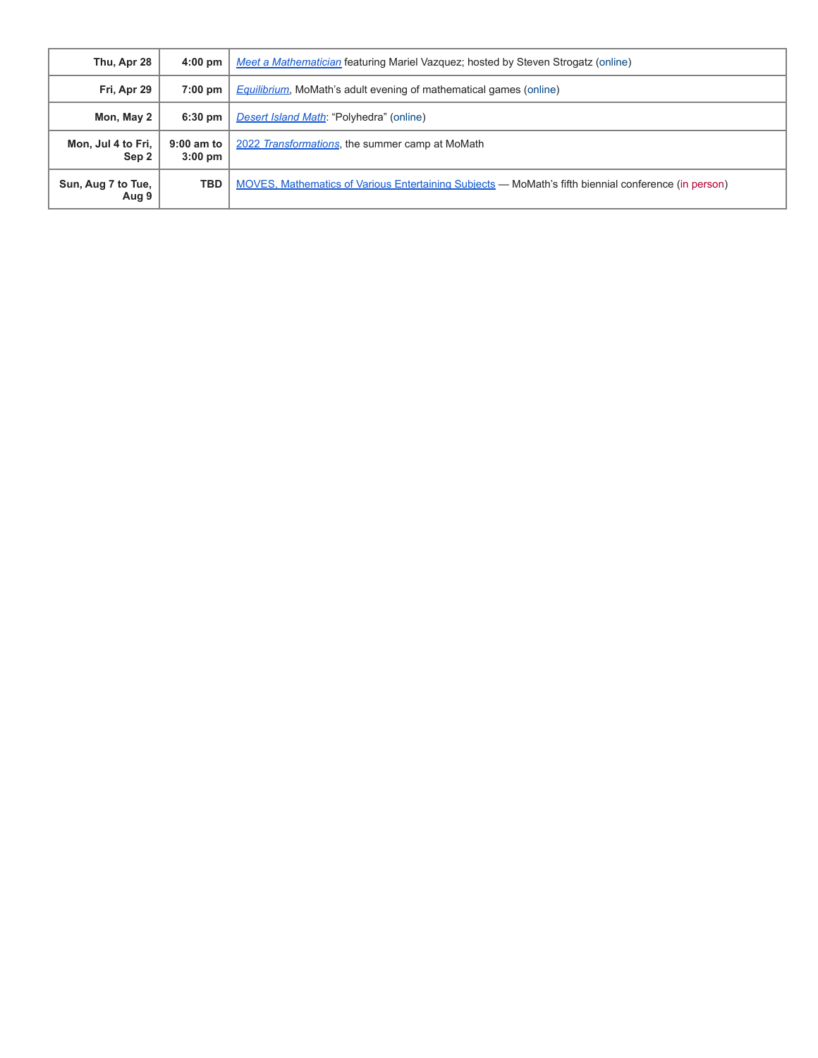| | | |
|---|---|---|
| **Thu, Apr 28** | **4:00 pm** | *Meet a Mathematician* featuring Mariel Vazquez; hosted by Steven Strogatz (online) |
| **Fri, Apr 29** | **7:00 pm** | *Equilibrium*, MoMath's adult evening of mathematical games (online) |
| **Mon, May 2** | **6:30 pm** | *Desert Island Math*: "Polyhedra" (online) |
| **Mon, Jul 4 to Fri, Sep 2** | **9:00 am to 3:00 pm** | 2022 *Transformations*, the summer camp at MoMath |
| **Sun, Aug 7 to Tue, Aug 9** | **TBD** | MOVES, Mathematics of Various Entertaining Subjects — MoMath's fifth biennial conference (in person) |